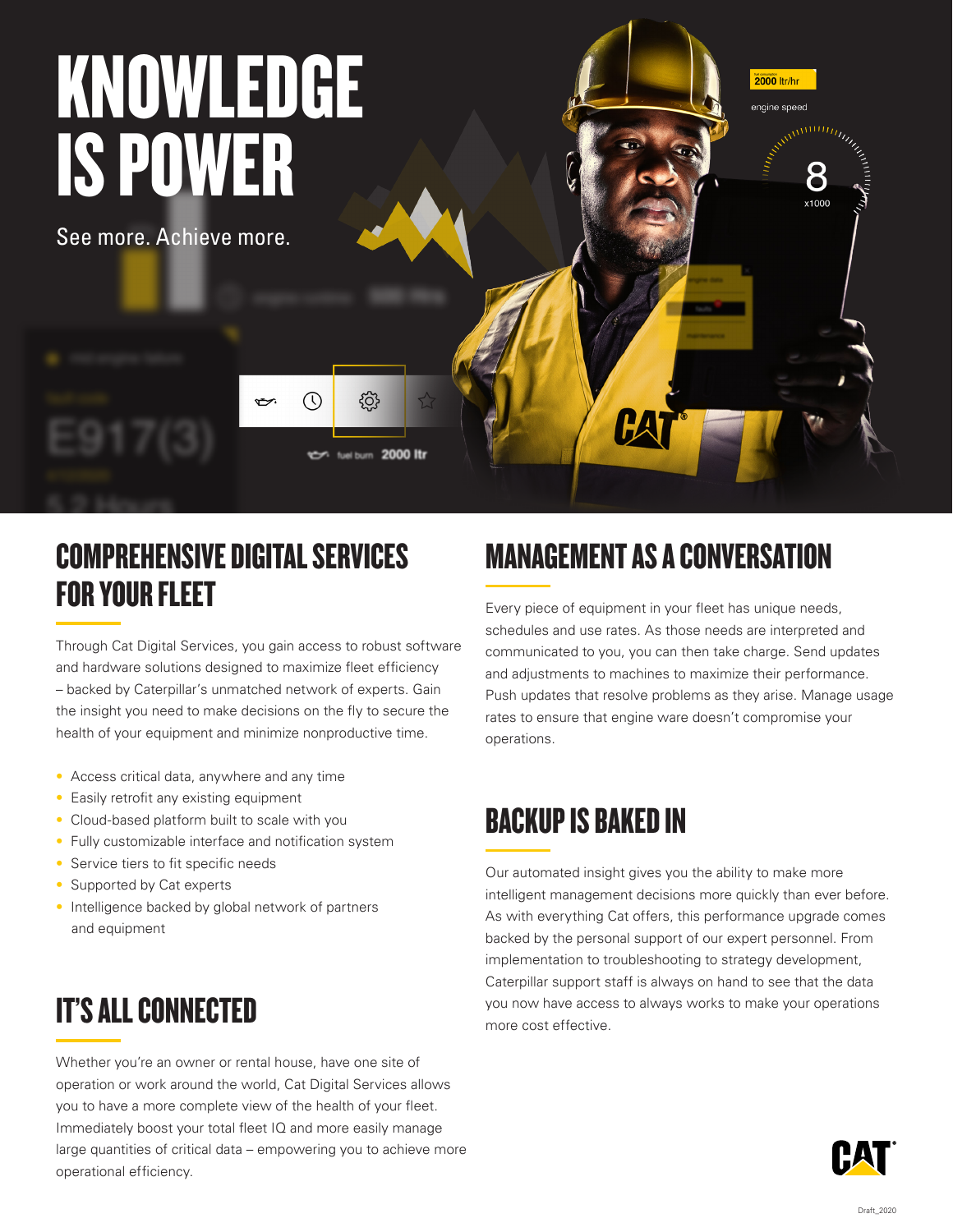# KNOWLEDGE IS POWER

See more. Achieve more.

## COMPREHENSIVE DIGITAL SERVICES FOR YOUR FLEET

Through Cat Digital Services, you gain access to robust software and hardware solutions designed to maximize fleet efficiency – backed by Caterpillar's unmatched network of experts. Gain the insight you need to make decisions on the fly to secure the health of your equipment and minimize nonproductive time.

- Access critical data, anywhere and any time
- Easily retrofit any existing equipment
- Cloud-based platform built to scale with you
- Fully customizable interface and notification system
- Service tiers to fit specific needs
- Supported by Cat experts
- Intelligence backed by global network of partners and equipment

## IT'S ALL CONNECTED

Whether you're an owner or rental house, have one site of operation or work around the world, Cat Digital Services allows you to have a more complete view of the health of your fleet. Immediately boost your total fleet IQ and more easily manage large quantities of critical data – empowering you to achieve more operational efficiency.

## MANAGEMENT AS A CONVERSATION

Every piece of equipment in your fleet has unique needs, schedules and use rates. As those needs are interpreted and communicated to you, you can then take charge. Send updates and adjustments to machines to maximize their performance. Push updates that resolve problems as they arise. Manage usage rates to ensure that engine ware doesn't compromise your operations.

## BACKUP IS BAKED IN

Our automated insight gives you the ability to make more intelligent management decisions more quickly than ever before. As with everything Cat offers, this performance upgrade comes backed by the personal support of our expert personnel. From implementation to troubleshooting to strategy development, Caterpillar support staff is always on hand to see that the data you now have access to always works to make your operations more cost effective.

Draft_2020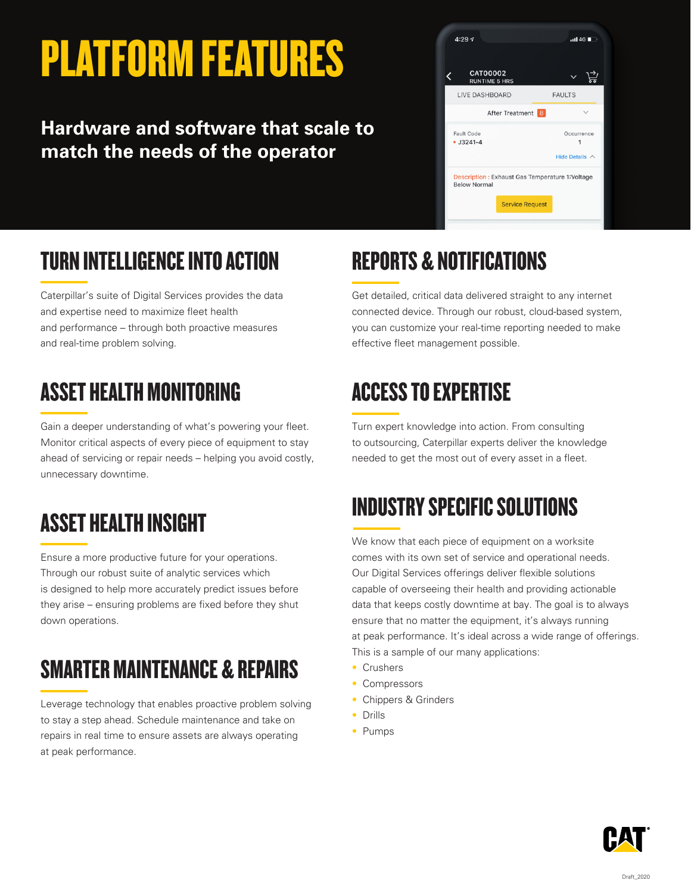# PLATFORM FEATURES

**Hardware and software that scale to match the needs of the operator**

## TURN INTELLIGENCE INTO ACTION

Caterpillar's suite of Digital Services provides the data and expertise need to maximize fleet health and performance – through both proactive measures and real-time problem solving.

## ASSET HEALTH MONITORING

Gain a deeper understanding of what's powering your fleet. Monitor critical aspects of every piece of equipment to stay ahead of servicing or repair needs – helping you avoid costly, unnecessary downtime.

## ASSET HEALTH INSIGHT

Ensure a more productive future for your operations. Through our robust suite of analytic services which is designed to help more accurately predict issues before they arise – ensuring problems are fixed before they shut down operations.

## SMARTER MAINTENANCE & REPAIRS

Leverage technology that enables proactive problem solving to stay a step ahead. Schedule maintenance and take on repairs in real time to ensure assets are always operating at peak performance.

## REPORTS & NOTIFICATIONS

Get detailed, critical data delivered straight to any internet connected device. Through our robust, cloud-based system, you can customize your real-time reporting needed to make effective fleet management possible.

## ACCESS TO EXPERTISE

Turn expert knowledge into action. From consulting to outsourcing, Caterpillar experts deliver the knowledge needed to get the most out of every asset in a fleet.

## INDUSTRY SPECIFIC SOLUTIONS

We know that each piece of equipment on a worksite comes with its own set of service and operational needs. Our Digital Services offerings deliver flexible solutions capable of overseeing their health and providing actionable data that keeps costly downtime at bay. The goal is to always ensure that no matter the equipment, it's always running at peak performance. It's ideal across a wide range of offerings. This is a sample of our many applications:

- Crushers
- Compressors
- Chippers & Grinders
- Drills
- Pumps

Draft_2020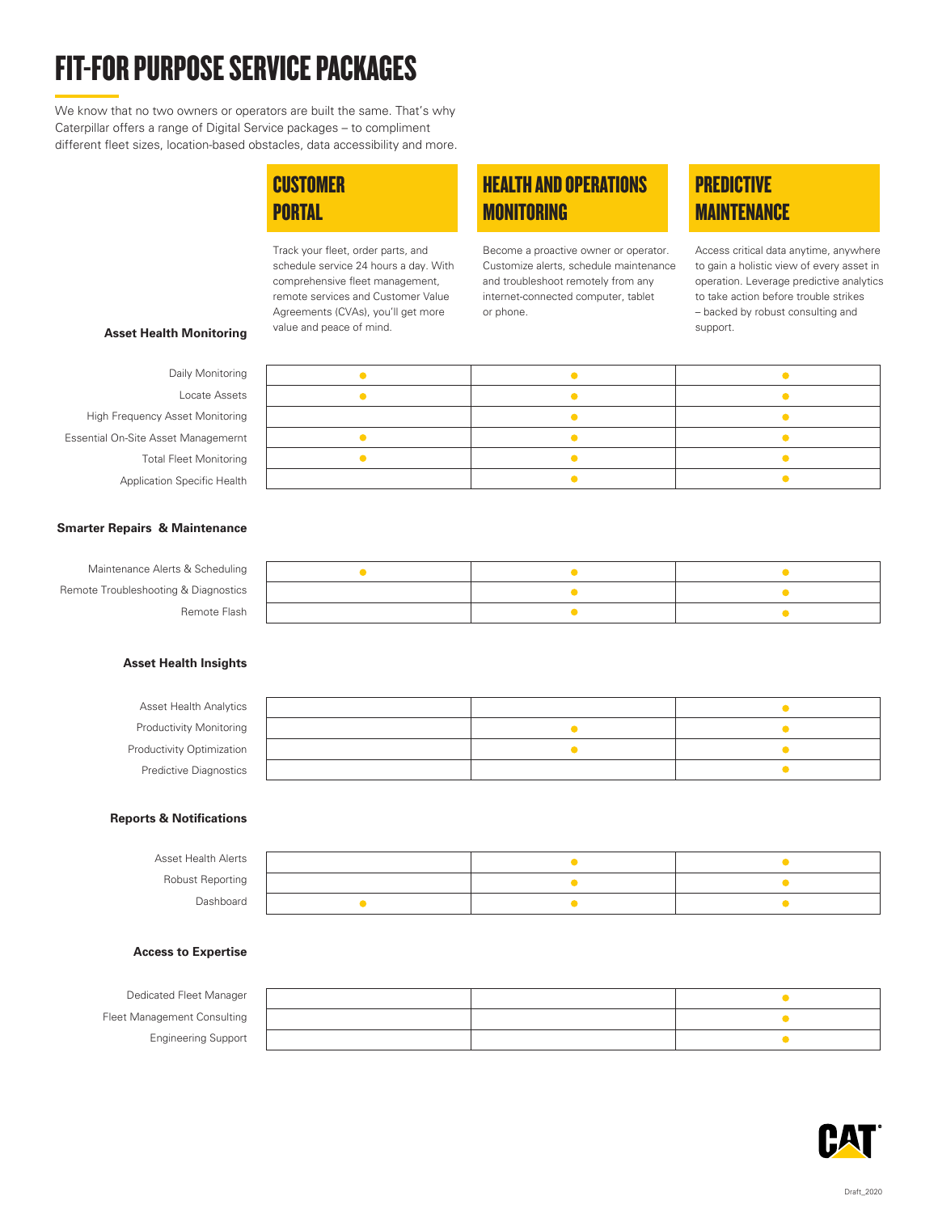# FIT-FOR PURPOSE SERVICE PACKAGES

We know that no two owners or operators are built the same. That's why Caterpillar offers a range of Digital Service packages – to compliment different fleet sizes, location-based obstacles, data accessibility and more.

**CUSTOMER PORTAL**

Track your fleet, order parts, and schedule service 24 hours a day. With comprehensive fleet management, remote services and Customer Value Agreements (CVAs), you'll get more value and peace of mind.

**HEALTH AND OPERATIONS MONITORING**

Become a proactive owner or operator. Customize alerts, schedule maintenance and troubleshoot remotely from any internet-connected computer, tablet or phone.

**PREDICTIVE MAINTENANCE**

Access critical data anytime, anywhere to gain a holistic view of every asset in operation. Leverage predictive analytics to take action before trouble strikes – backed by robust consulting and support.

| | Customer Portal | Health and Operations Monitoring | Predictive Maintenance |
|---|---|---|---|
| **Asset Health Monitoring** | | | |
| Daily Monitoring | ● | ● | ● |
| Locate Assets | ● | ● | ● |
| High Frequency Asset Monitoring | | ● | ● |
| Essential On-Site Asset Managemernt | ● | ● | ● |
| Total Fleet Monitoring | ● | ● | ● |
| Application Specific Health | | ● | ● |
| **Smarter Repairs & Maintenance** | | | |
| Maintenance Alerts & Scheduling | ● | ● | ● |
| Remote Troubleshooting & Diagnostics | | ● | ● |
| Remote Flash | | ● | ● |
| **Asset Health Insights** | | | |
| Asset Health Analytics | | | ● |
| Productivity Monitoring | | ● | ● |
| Productivity Optimization | | ● | ● |
| Predictive Diagnostics | | | ● |
| **Reports & Notifications** | | | |
| Asset Health Alerts | | ● | ● |
| Robust Reporting | | ● | ● |
| Dashboard | ● | ● | ● |
| **Access to Expertise** | | | |
| Dedicated Fleet Manager | | | ● |
| Fleet Management Consulting | | | ● |
| Engineering Support | | | ● |

Draft_2020